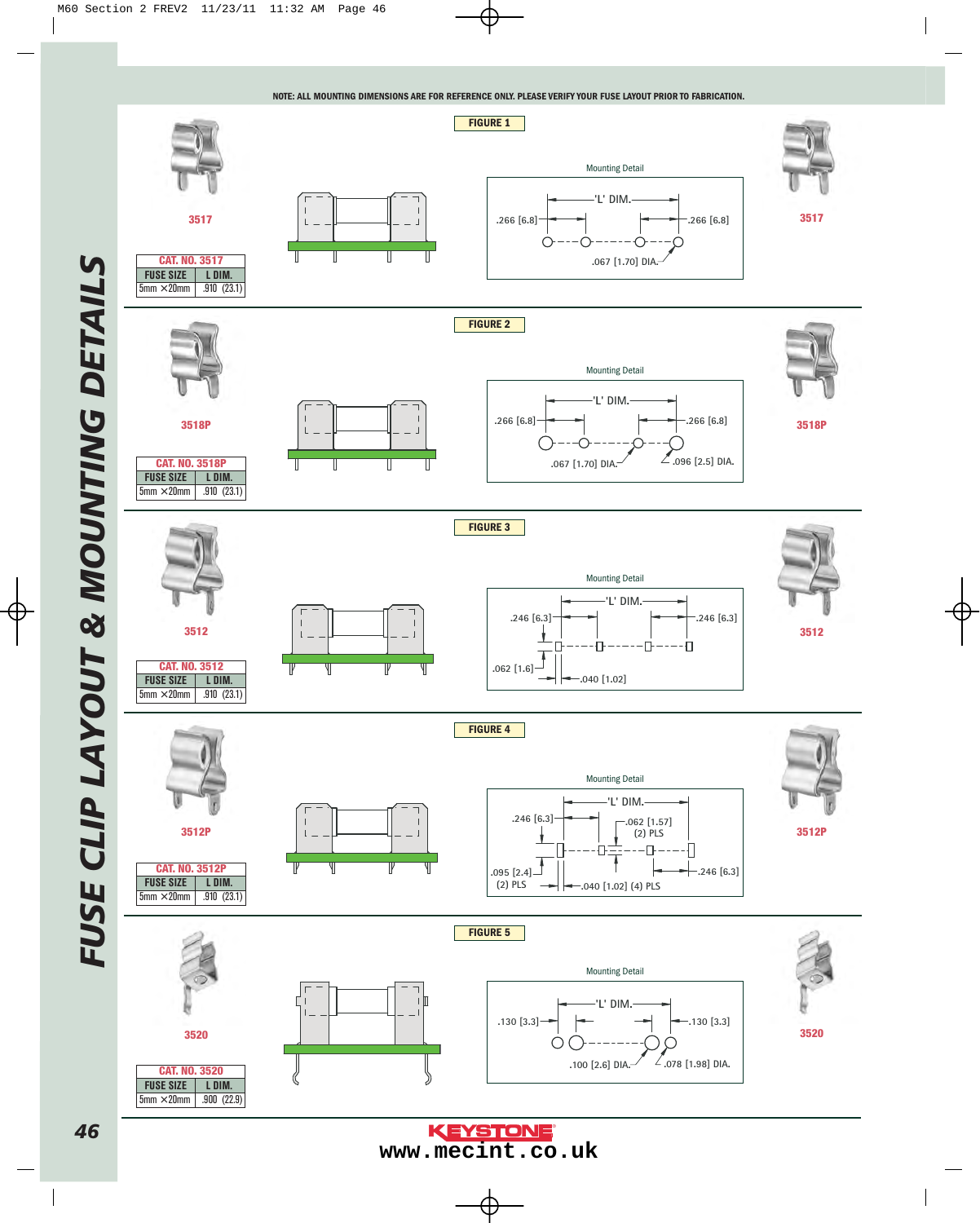# FUSE CLIP LAYOUT & MOUNTING DETAILS

NOTE: ALL MOUNTING DIMENSIONS ARE FOR REFERENCE ONLY. PLEASE VERIFY YOUR FUSE LAYOUT PRIOR TO FABRICATION.

## FIGURE 1

3517

| CAT. NO. 3517 | |
|---|---|
| FUSE SIZE | L DIM. |
| 5mm ×20mm | .910 (23.1) |

Mounting Detail

'L' DIM.
.266 [6.8]
.266 [6.8]
.067 [1.70] DIA.

3517

## FIGURE 2

3518P

| CAT. NO. 3518P | |
|---|---|
| FUSE SIZE | L DIM. |
| 5mm ×20mm | .910 (23.1) |

Mounting Detail

'L' DIM.
.266 [6.8]
.266 [6.8]
.067 [1.70] DIA.
.096 [2.5] DIA.

3518P

## FIGURE 3

3512

| CAT. NO. 3512 | |
|---|---|
| FUSE SIZE | L DIM. |
| 5mm ×20mm | .910 (23.1) |

Mounting Detail

'L' DIM.
.246 [6.3]
.246 [6.3]
.062 [1.6]
.040 [1.02]

3512

## FIGURE 4

3512P

| CAT. NO. 3512P | |
|---|---|
| FUSE SIZE | L DIM. |
| 5mm ×20mm | .910 (23.1) |

Mounting Detail

'L' DIM.
.246 [6.3]
.062 [1.57] (2) PLS
.095 [2.4] (2) PLS
.040 [1.02] (4) PLS
.246 [6.3]

3512P

## FIGURE 5

3520

| CAT. NO. 3520 | |
|---|---|
| FUSE SIZE | L DIM. |
| 5mm ×20mm | .900 (22.9) |

Mounting Detail

'L' DIM.
.130 [3.3]
.130 [3.3]
.100 [2.6] DIA.
.078 [1.98] DIA.

3520

KEYSTONE
www.mecint.co.uk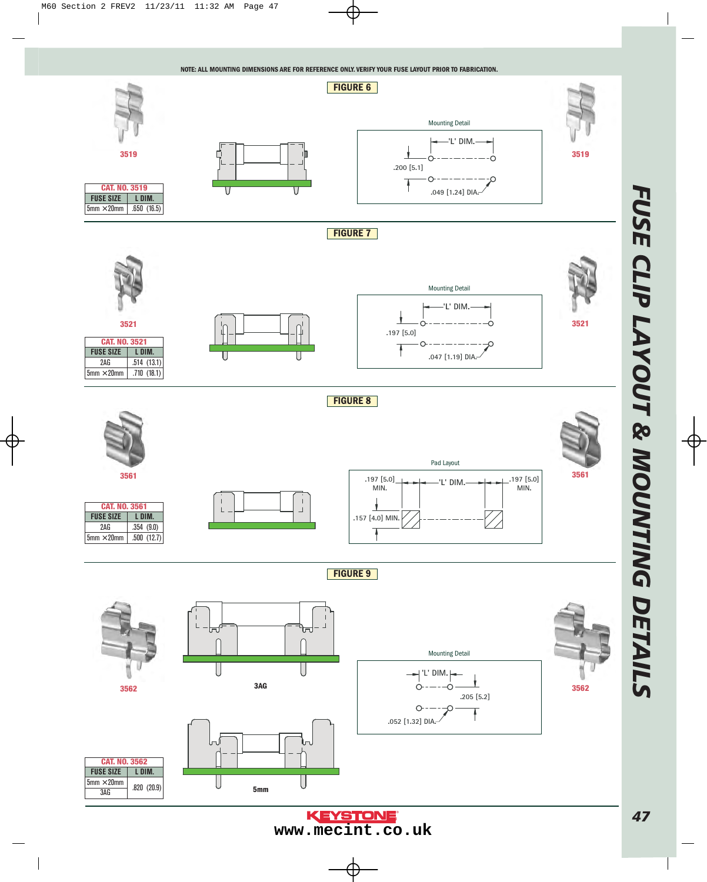# FUSE CLIP LAYOUT & MOUNTING DETAILS

NOTE: ALL MOUNTING DIMENSIONS ARE FOR REFERENCE ONLY. VERIFY YOUR FUSE LAYOUT PRIOR TO FABRICATION.

## FIGURE 6

3519

Mounting Detail

'L' DIM.

.200 [5.1]

.049 [1.24] DIA.

| CAT. NO. 3519 | |
|---|---|
| FUSE SIZE | L DIM. |
| 5mm × 20mm | .650 (16.5) |

## FIGURE 7

3521

Mounting Detail

'L' DIM.

.197 [5.0]

.047 [1.19] DIA.

| CAT. NO. 3521 | |
|---|---|
| FUSE SIZE | L DIM. |
| 2AG | .514 (13.1) |
| 5mm × 20mm | .710 (18.1) |

## FIGURE 8

3561

Pad Layout

.197 [5.0] MIN.

'L' DIM.

.197 [5.0] MIN.

.157 [4.0] MIN.

| CAT. NO. 3561 | |
|---|---|
| FUSE SIZE | L DIM. |
| 2AG | .354 (9.0) |
| 5mm × 20mm | .500 (12.7) |

## FIGURE 9

3562

3AG

5mm

Mounting Detail

'L' DIM.

.205 [5.2]

.052 [1.32] DIA.

| CAT. NO. 3562 | |
|---|---|
| FUSE SIZE | L DIM. |
| 5mm × 20mm | .820 (20.9) |
| 3AG | |

KEYSTONE

www.mecint.co.uk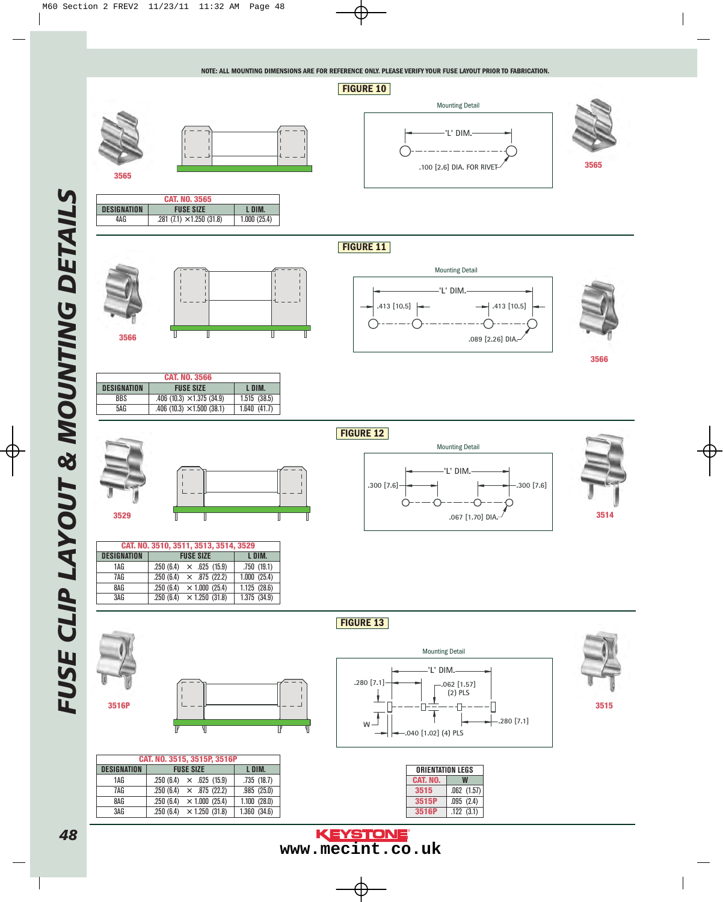# FUSE CLIP LAYOUT & MOUNTING DETAILS

NOTE: ALL MOUNTING DIMENSIONS ARE FOR REFERENCE ONLY. PLEASE VERIFY YOUR FUSE LAYOUT PRIOR TO FABRICATION.

## FIGURE 10

3565

Mounting Detail

'L' DIM.

.100 [2.6] DIA. FOR RIVET

3565

| CAT. NO. 3565 | | |
|---|---|---|
| DESIGNATION | FUSE SIZE | L DIM. |
| 4AG | .281 (7.1) ×1.250 (31.8) | 1.000 (25.4) |

## FIGURE 11

3566

Mounting Detail

'L' DIM.

.413 [10.5]

.413 [10.5]

.089 [2.26] DIA.

3566

| CAT. NO. 3566 | | |
|---|---|---|
| DESIGNATION | FUSE SIZE | L DIM. |
| BBS | .406 (10.3) ×1.375 (34.9) | 1.515 (38.5) |
| 5AG | .406 (10.3) ×1.500 (38.1) | 1.640 (41.7) |

## FIGURE 12

3529

Mounting Detail

'L' DIM.

.300 [7.6]

.300 [7.6]

.067 [1.70] DIA.

3514

| CAT. NO. 3510, 3511, 3513, 3514, 3529 | | |
|---|---|---|
| DESIGNATION | FUSE SIZE | L DIM. |
| 1AG | .250 (6.4) × .625 (15.9) | .750 (19.1) |
| 7AG | .250 (6.4) × .875 (22.2) | 1.000 (25.4) |
| 8AG | .250 (6.4) × 1.000 (25.4) | 1.125 (28.6) |
| 3AG | .250 (6.4) × 1.250 (31.8) | 1.375 (34.9) |

## FIGURE 13

3516P

Mounting Detail

'L' DIM.

.280 [7.1]

.062 [1.57] (2) PLS

W

.040 [1.02] (4) PLS

.280 [7.1]

3515

| CAT. NO. 3515, 3515P, 3516P | | |
|---|---|---|
| DESIGNATION | FUSE SIZE | L DIM. |
| 1AG | .250 (6.4) × .625 (15.9) | .735 (18.7) |
| 7AG | .250 (6.4) × .875 (22.2) | .985 (25.0) |
| 8AG | .250 (6.4) × 1.000 (25.4) | 1.100 (28.0) |
| 3AG | .250 (6.4) × 1.250 (31.8) | 1.360 (34.6) |

| ORIENTATION LEGS | |
|---|---|
| CAT. NO. | W |
| 3515 | .062 (1.57) |
| 3515P | .095 (2.4) |
| 3516P | .122 (3.1) |

KEYSTONE

www.mecint.co.uk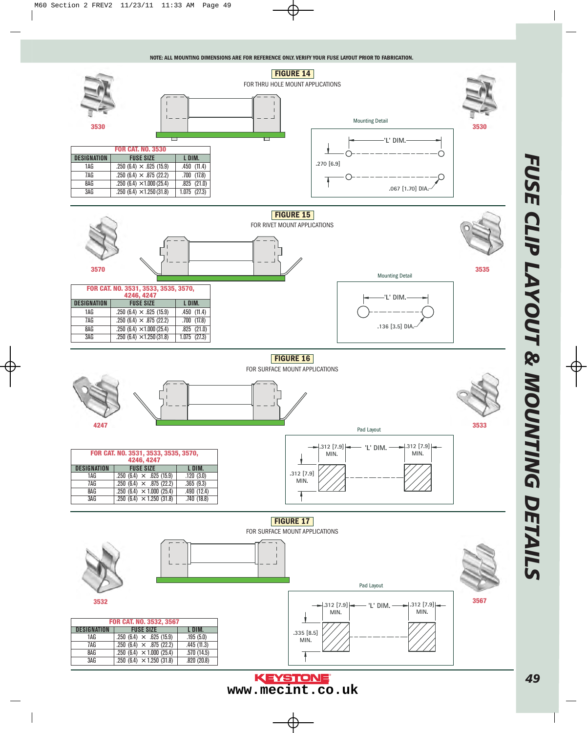# FUSE CLIP LAYOUT & MOUNTING DETAILS

NOTE: ALL MOUNTING DIMENSIONS ARE FOR REFERENCE ONLY. VERIFY YOUR FUSE LAYOUT PRIOR TO FABRICATION.

## FIGURE 14

FOR THRU HOLE MOUNT APPLICATIONS

3530

3530

Mounting Detail

'L' DIM.

.270 [6.9]

.067 [1.70] DIA.

| FOR CAT. NO. 3530 | | |
|---|---|---|
| DESIGNATION | FUSE SIZE | L DIM. |
| 1AG | .250 (6.4) × .625 (15.9) | .450 (11.4) |
| 7AG | .250 (6.4) × .875 (22.2) | .700 (17.8) |
| 8AG | .250 (6.4) ×1.000 (25.4) | .825 (21.0) |
| 3AG | .250 (6.4) ×1.250 (31.8) | 1.075 (27.3) |

## FIGURE 15

FOR RIVET MOUNT APPLICATIONS

3570

3535

Mounting Detail

'L' DIM.

.136 [3.5] DIA.

| FOR CAT. NO. 3531, 3533, 3535, 3570, 4246, 4247 | | |
|---|---|---|
| DESIGNATION | FUSE SIZE | L DIM. |
| 1AG | .250 (6.4) × .625 (15.9) | .450 (11.4) |
| 7AG | .250 (6.4) × .875 (22.2) | .700 (17.8) |
| 8AG | .250 (6.4) ×1.000 (25.4) | .825 (21.0) |
| 3AG | .250 (6.4) ×1.250 (31.8) | 1.075 (27.3) |

## FIGURE 16

FOR SURFACE MOUNT APPLICATIONS

4247

3533

Pad Layout

.312 [7.9] MIN.

'L' DIM.

.312 [7.9] MIN.

.312 [7.9] MIN.

| FOR CAT. NO. 3531, 3533, 3535, 3570, 4246, 4247 | | |
|---|---|---|
| DESIGNATION | FUSE SIZE | L DIM. |
| 1AG | .250 (6.4) × .625 (15.9) | .120 (3.0) |
| 7AG | .250 (6.4) × .875 (22.2) | .365 (9.3) |
| 8AG | .250 (6.4) × 1.000 (25.4) | .490 (12.4) |
| 3AG | .250 (6.4) × 1.250 (31.8) | .740 (18.8) |

## FIGURE 17

FOR SURFACE MOUNT APPLICATIONS

3532

3567

Pad Layout

.312 [7.9] MIN.

'L' DIM.

.312 [7.9] MIN.

.335 [8.5] MIN.

| FOR CAT. NO. 3532, 3567 | | |
|---|---|---|
| DESIGNATION | FUSE SIZE | L DIM. |
| 1AG | .250 (6.4) × .625 (15.9) | .195 (5.0) |
| 7AG | .250 (6.4) × .875 (22.2) | .445 (11.3) |
| 8AG | .250 (6.4) × 1.000 (25.4) | .570 (14.5) |
| 3AG | .250 (6.4) × 1.250 (31.8) | .820 (20.8) |

KEYSTONE

www.mecint.co.uk